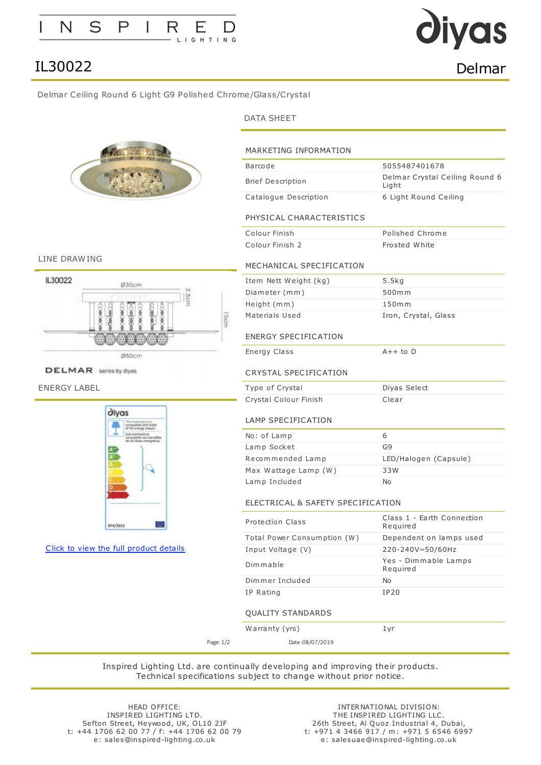# IL30022

## Delmar

Delmar Ceiling Round 6 Light G9 Polished Chrome/Glass/Crystal

### DATA SHEET

#### MARKETING INFORMATION

| | |
|---|---|
| Barcode | 5055487401678 |
| Brief Description | Delmar Crystal Ceiling Round 6 Light |
| Catalogue Description | 6 Light Round Ceiling |

#### PHYSICAL CHARACTERISTICS

| | |
|---|---|
| Colour Finish | Polished Chrome |
| Colour Finish 2 | Frosted White |

#### MECHANICAL SPECIFICATION

| | |
|---|---|
| Item Nett Weight (kg) | 5.5kg |
| Diameter (mm) | 500mm |
| Height (mm) | 150mm |
| Materials Used | Iron, Crystal, Glass |

#### ENERGY SPECIFICATION

| | |
|---|---|
| Energy Class | A++ to D |

#### CRYSTAL SPECIFICATION

| | |
|---|---|
| Type of Crystal | Diyas Select |
| Crystal Colour Finish | Clear |

#### LAMP SPECIFICATION

| | |
|---|---|
| No: of Lamp | 6 |
| Lamp Socket | G9 |
| Recommended Lamp | LED/Halogen (Capsule) |
| Max Wattage Lamp (W) | 33W |
| Lamp Included | No |

#### ELECTRICAL & SAFETY SPECIFICATION

| | |
|---|---|
| Protection Class | Class 1 - Earth Connection Required |
| Total Power Consumption (W) | Dependent on lamps used |
| Input Voltage (V) | 220-240V~50/60Hz |
| Dimmable | Yes - Dimmable Lamps Required |
| Dimmer Included | No |
| IP Rating | IP20 |

#### QUALITY STANDARDS

| | |
|---|---|
| Warranty (yrs) | 1yr |

### LINE DRAWING

IL30022

Ø30cm

2.5cm

15cm

Ø50cm

DELMAR series by diyas

### ENERGY LABEL

[Click to view the full product details]

Date :08/07/2019

Inspired Lighting Ltd. are continually developing and improving their products.
Technical specifications subject to change without prior notice.

HEAD OFFICE:
INSPIRED LIGHTING LTD.
Sefton Street, Heywood, UK, OL10 2JF
t: +44 1706 62 00 77 / f: +44 1706 62 00 79
e: sales@inspired-lighting.co.uk

INTERNATIONAL DIVISION:
THE INSPIRED LIGHTING LLC.
26th Street, Al Quoz Industrial 4, Dubai,
t: +971 4 3466 917 / m: +971 5 6546 6997
e: salesuae@inspired-lighting.co.uk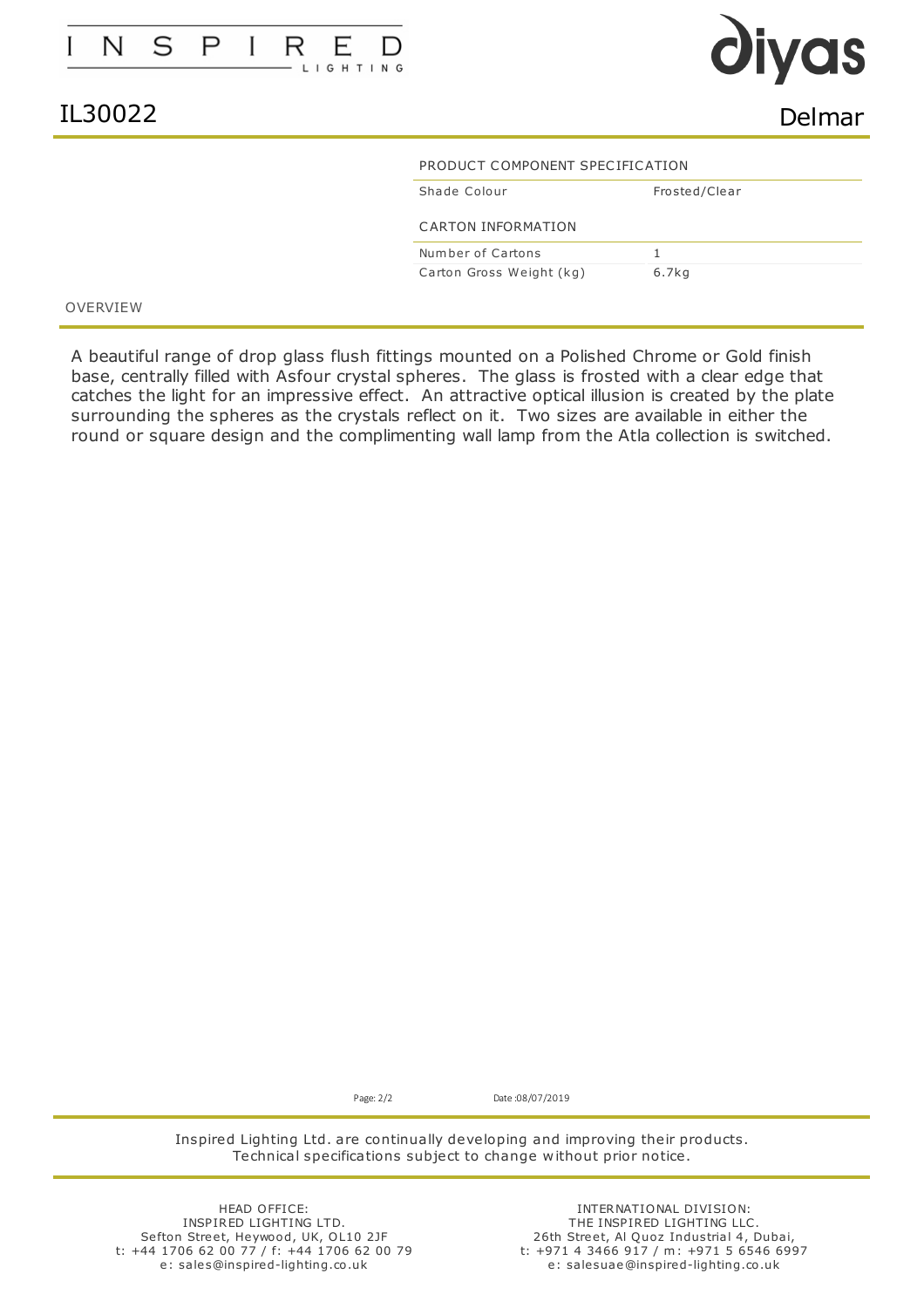# IL30022

## Delmar

| PRODUCT COMPONENT SPECIFICATION | |
|---|---|
| Shade Colour | Frosted/Clear |

| CARTON INFORMATION | |
|---|---|
| Number of Cartons | 1 |
| Carton Gross Weight (kg) | 6.7kg |

## OVERVIEW

A beautiful range of drop glass flush fittings mounted on a Polished Chrome or Gold finish base, centrally filled with Asfour crystal spheres. The glass is frosted with a clear edge that catches the light for an impressive effect. An attractive optical illusion is created by the plate surrounding the spheres as the crystals reflect on it. Two sizes are available in either the round or square design and the complimenting wall lamp from the Atla collection is switched.

Date :08/07/2019

Inspired Lighting Ltd. are continually developing and improving their products. Technical specifications subject to change without prior notice.

HEAD OFFICE:
INSPIRED LIGHTING LTD.
Sefton Street, Heywood, UK, OL10 2JF
t: +44 1706 62 00 77 / f: +44 1706 62 00 79
e: sales@inspired-lighting.co.uk

INTERNATIONAL DIVISION:
THE INSPIRED LIGHTING LLC.
26th Street, Al Quoz Industrial 4, Dubai,
t: +971 4 3466 917 / m: +971 5 6546 6997
e: salesuae@inspired-lighting.co.uk